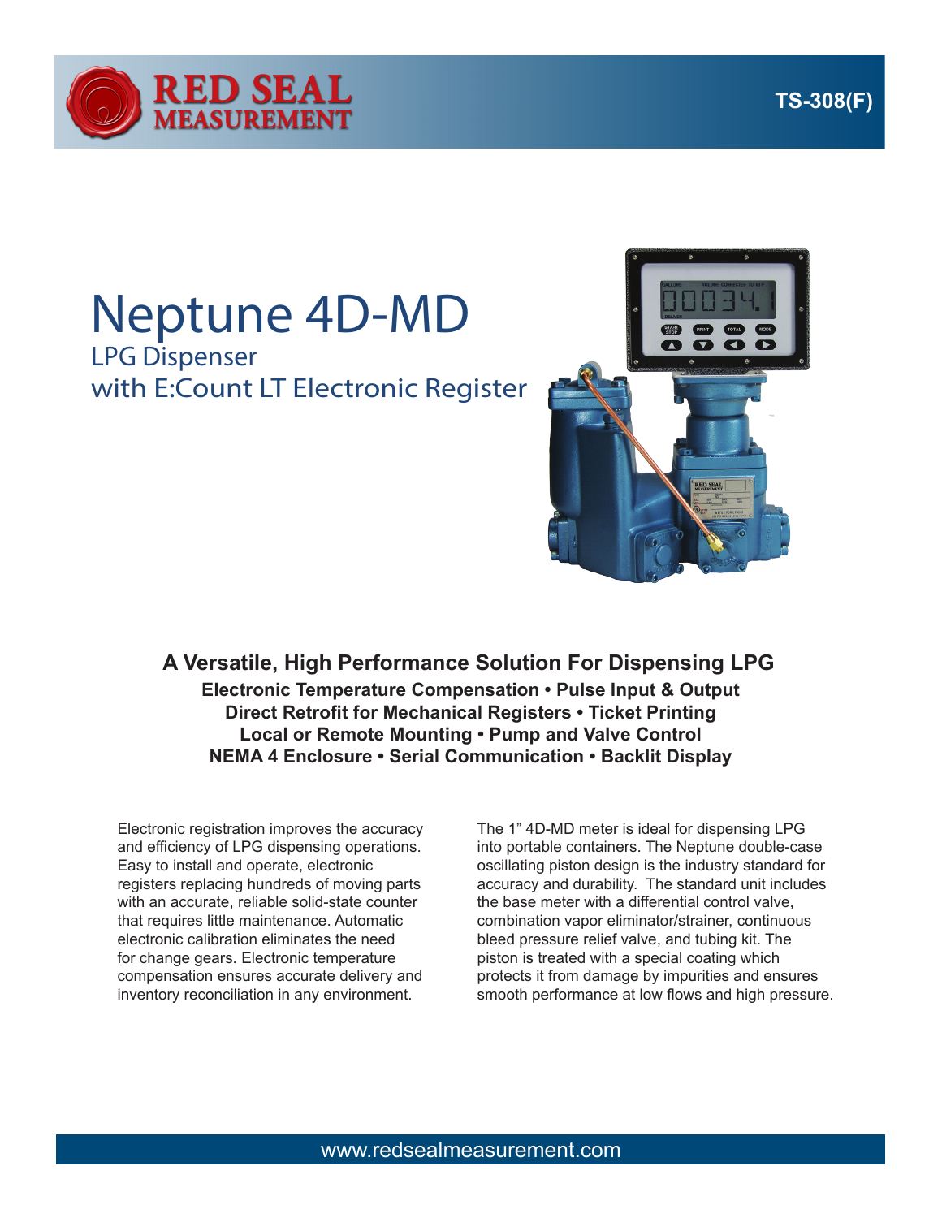RED SEAL MEASUREMENT

TS-308(F)

# Neptune 4D-MD

## LPG Dispenser with E:Count LT Electronic Register

### A Versatile, High Performance Solution For Dispensing LPG

**Electronic Temperature Compensation • Pulse Input & Output**
**Direct Retrofit for Mechanical Registers • Ticket Printing**
**Local or Remote Mounting • Pump and Valve Control**
**NEMA 4 Enclosure • Serial Communication • Backlit Display**

Electronic registration improves the accuracy and efficiency of LPG dispensing operations. Easy to install and operate, electronic registers replacing hundreds of moving parts with an accurate, reliable solid-state counter that requires little maintenance. Automatic electronic calibration eliminates the need for change gears. Electronic temperature compensation ensures accurate delivery and inventory reconciliation in any environment.

The 1" 4D-MD meter is ideal for dispensing LPG into portable containers. The Neptune double-case oscillating piston design is the industry standard for accuracy and durability. The standard unit includes the base meter with a differential control valve, combination vapor eliminator/strainer, continuous bleed pressure relief valve, and tubing kit. The piston is treated with a special coating which protects it from damage by impurities and ensures smooth performance at low flows and high pressure.

www.redsealmeasurement.com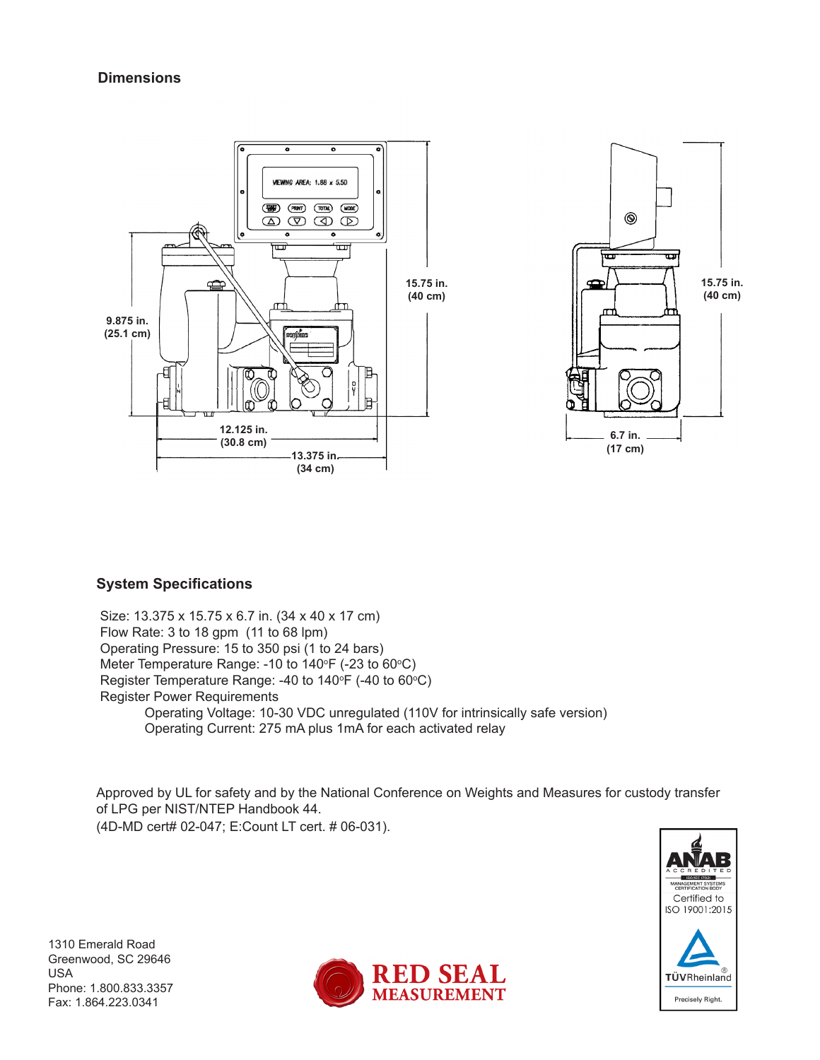## Dimensions

VIEWING AREA: 1.88 x 5.50

START STOP
PRINT
TOTAL
MODE

9.875 in.
(25.1 cm)

15.75 in.
(40 cm)

12.125 in.
(30.8 cm)

13.375 in.
(34 cm)

15.75 in.
(40 cm)

6.7 in.
(17 cm)

## System Specifications

Size: 13.375 x 15.75 x 6.7 in. (34 x 40 x 17 cm)
Flow Rate: 3 to 18 gpm (11 to 68 lpm)
Operating Pressure: 15 to 350 psi (1 to 24 bars)
Meter Temperature Range: -10 to 140°F (-23 to 60°C)
Register Temperature Range: -40 to 140°F (-40 to 60°C)
Register Power Requirements

- Operating Voltage: 10-30 VDC unregulated (110V for intrinsically safe version)
- Operating Current: 275 mA plus 1mA for each activated relay

Approved by UL for safety and by the National Conference on Weights and Measures for custody transfer of LPG per NIST/NTEP Handbook 44.
(4D-MD cert# 02-047; E:Count LT cert. # 06-031).

1310 Emerald Road
Greenwood, SC 29646
USA
Phone: 1.800.833.3357
Fax: 1.864.223.0341

RED SEAL MEASUREMENT

ANAB ACCREDITED
ISO/IEC 17021
MANAGEMENT SYSTEMS CERTIFICATION BODY
Certified to
ISO 19001:2015

TÜVRheinland®
Precisely Right.